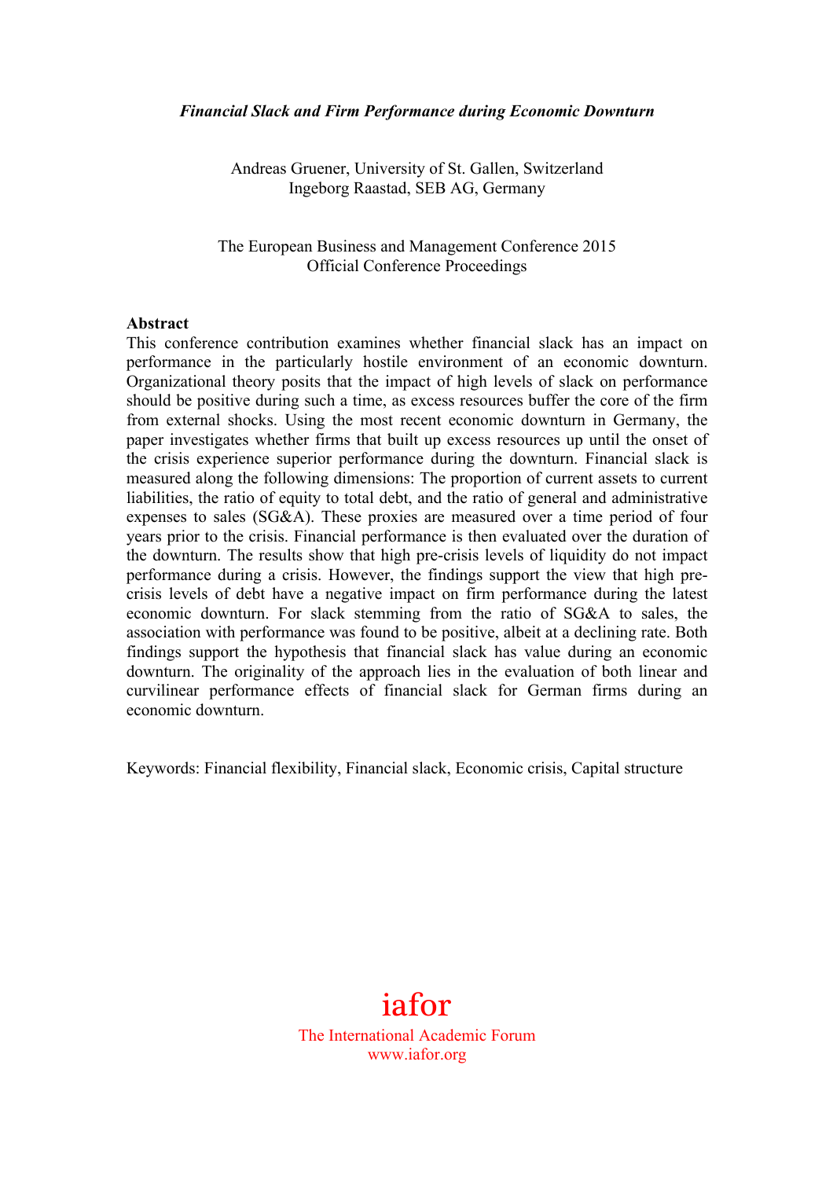*Financial Slack and Firm Performance during Economic Downturn*

Andreas Gruener, University of St. Gallen, Switzerland
Ingeborg Raastad, SEB AG, Germany

The European Business and Management Conference 2015
Official Conference Proceedings

**Abstract**

This conference contribution examines whether financial slack has an impact on performance in the particularly hostile environment of an economic downturn. Organizational theory posits that the impact of high levels of slack on performance should be positive during such a time, as excess resources buffer the core of the firm from external shocks. Using the most recent economic downturn in Germany, the paper investigates whether firms that built up excess resources up until the onset of the crisis experience superior performance during the downturn. Financial slack is measured along the following dimensions: The proportion of current assets to current liabilities, the ratio of equity to total debt, and the ratio of general and administrative expenses to sales (SG&A). These proxies are measured over a time period of four years prior to the crisis. Financial performance is then evaluated over the duration of the downturn. The results show that high pre-crisis levels of liquidity do not impact performance during a crisis. However, the findings support the view that high pre-crisis levels of debt have a negative impact on firm performance during the latest economic downturn. For slack stemming from the ratio of SG&A to sales, the association with performance was found to be positive, albeit at a declining rate. Both findings support the hypothesis that financial slack has value during an economic downturn. The originality of the approach lies in the evaluation of both linear and curvilinear performance effects of financial slack for German firms during an economic downturn.

Keywords: Financial flexibility, Financial slack, Economic crisis, Capital structure

iafor
The International Academic Forum
www.iafor.org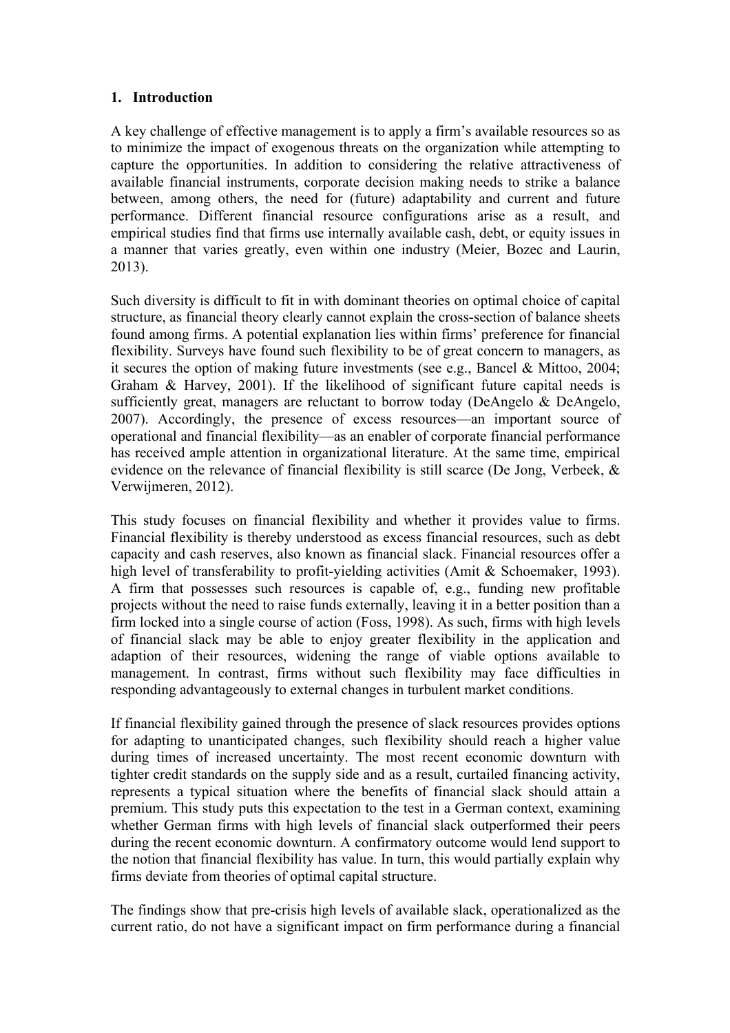## 1. Introduction

A key challenge of effective management is to apply a firm's available resources so as to minimize the impact of exogenous threats on the organization while attempting to capture the opportunities. In addition to considering the relative attractiveness of available financial instruments, corporate decision making needs to strike a balance between, among others, the need for (future) adaptability and current and future performance. Different financial resource configurations arise as a result, and empirical studies find that firms use internally available cash, debt, or equity issues in a manner that varies greatly, even within one industry (Meier, Bozec and Laurin, 2013).

Such diversity is difficult to fit in with dominant theories on optimal choice of capital structure, as financial theory clearly cannot explain the cross-section of balance sheets found among firms. A potential explanation lies within firms' preference for financial flexibility. Surveys have found such flexibility to be of great concern to managers, as it secures the option of making future investments (see e.g., Bancel & Mittoo, 2004; Graham & Harvey, 2001). If the likelihood of significant future capital needs is sufficiently great, managers are reluctant to borrow today (DeAngelo & DeAngelo, 2007). Accordingly, the presence of excess resources—an important source of operational and financial flexibility—as an enabler of corporate financial performance has received ample attention in organizational literature. At the same time, empirical evidence on the relevance of financial flexibility is still scarce (De Jong, Verbeek, & Verwijmeren, 2012).

This study focuses on financial flexibility and whether it provides value to firms. Financial flexibility is thereby understood as excess financial resources, such as debt capacity and cash reserves, also known as financial slack. Financial resources offer a high level of transferability to profit-yielding activities (Amit & Schoemaker, 1993). A firm that possesses such resources is capable of, e.g., funding new profitable projects without the need to raise funds externally, leaving it in a better position than a firm locked into a single course of action (Foss, 1998). As such, firms with high levels of financial slack may be able to enjoy greater flexibility in the application and adaption of their resources, widening the range of viable options available to management. In contrast, firms without such flexibility may face difficulties in responding advantageously to external changes in turbulent market conditions.

If financial flexibility gained through the presence of slack resources provides options for adapting to unanticipated changes, such flexibility should reach a higher value during times of increased uncertainty. The most recent economic downturn with tighter credit standards on the supply side and as a result, curtailed financing activity, represents a typical situation where the benefits of financial slack should attain a premium. This study puts this expectation to the test in a German context, examining whether German firms with high levels of financial slack outperformed their peers during the recent economic downturn. A confirmatory outcome would lend support to the notion that financial flexibility has value. In turn, this would partially explain why firms deviate from theories of optimal capital structure.

The findings show that pre-crisis high levels of available slack, operationalized as the current ratio, do not have a significant impact on firm performance during a financial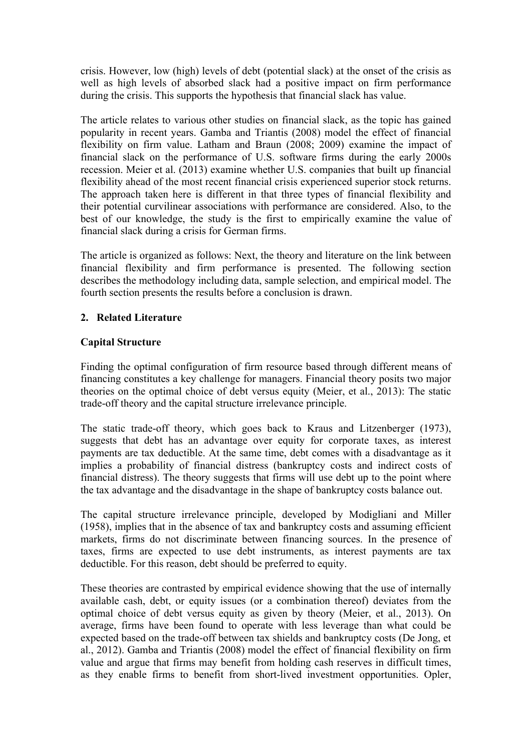crisis. However, low (high) levels of debt (potential slack) at the onset of the crisis as well as high levels of absorbed slack had a positive impact on firm performance during the crisis. This supports the hypothesis that financial slack has value.

The article relates to various other studies on financial slack, as the topic has gained popularity in recent years. Gamba and Triantis (2008) model the effect of financial flexibility on firm value. Latham and Braun (2008; 2009) examine the impact of financial slack on the performance of U.S. software firms during the early 2000s recession. Meier et al. (2013) examine whether U.S. companies that built up financial flexibility ahead of the most recent financial crisis experienced superior stock returns. The approach taken here is different in that three types of financial flexibility and their potential curvilinear associations with performance are considered. Also, to the best of our knowledge, the study is the first to empirically examine the value of financial slack during a crisis for German firms.

The article is organized as follows: Next, the theory and literature on the link between financial flexibility and firm performance is presented. The following section describes the methodology including data, sample selection, and empirical model. The fourth section presents the results before a conclusion is drawn.

## 2. Related Literature

### Capital Structure

Finding the optimal configuration of firm resource based through different means of financing constitutes a key challenge for managers. Financial theory posits two major theories on the optimal choice of debt versus equity (Meier, et al., 2013): The static trade-off theory and the capital structure irrelevance principle.

The static trade-off theory, which goes back to Kraus and Litzenberger (1973), suggests that debt has an advantage over equity for corporate taxes, as interest payments are tax deductible. At the same time, debt comes with a disadvantage as it implies a probability of financial distress (bankruptcy costs and indirect costs of financial distress). The theory suggests that firms will use debt up to the point where the tax advantage and the disadvantage in the shape of bankruptcy costs balance out.

The capital structure irrelevance principle, developed by Modigliani and Miller (1958), implies that in the absence of tax and bankruptcy costs and assuming efficient markets, firms do not discriminate between financing sources. In the presence of taxes, firms are expected to use debt instruments, as interest payments are tax deductible. For this reason, debt should be preferred to equity.

These theories are contrasted by empirical evidence showing that the use of internally available cash, debt, or equity issues (or a combination thereof) deviates from the optimal choice of debt versus equity as given by theory (Meier, et al., 2013). On average, firms have been found to operate with less leverage than what could be expected based on the trade-off between tax shields and bankruptcy costs (De Jong, et al., 2012). Gamba and Triantis (2008) model the effect of financial flexibility on firm value and argue that firms may benefit from holding cash reserves in difficult times, as they enable firms to benefit from short-lived investment opportunities. Opler,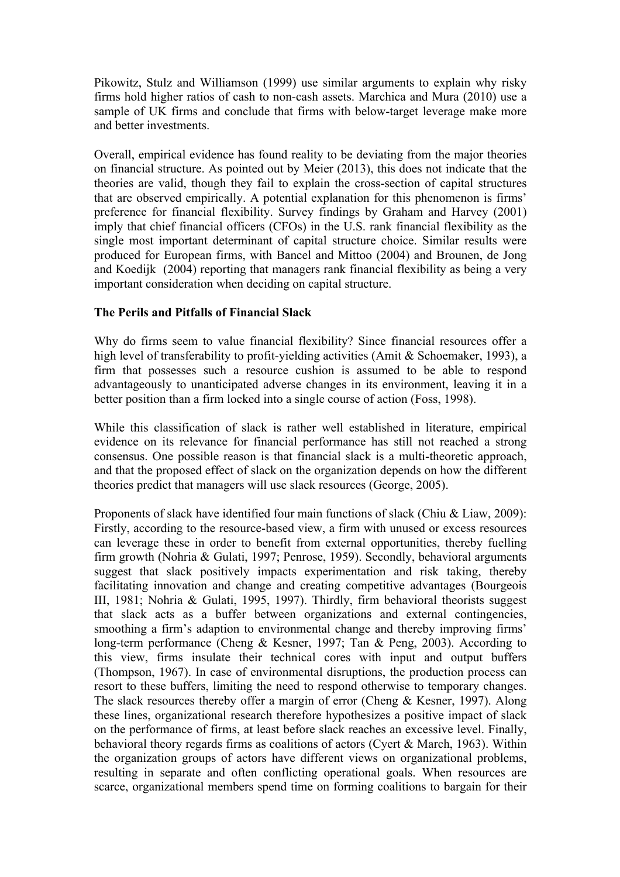Pikowitz, Stulz and Williamson (1999) use similar arguments to explain why risky firms hold higher ratios of cash to non-cash assets. Marchica and Mura (2010) use a sample of UK firms and conclude that firms with below-target leverage make more and better investments.

Overall, empirical evidence has found reality to be deviating from the major theories on financial structure. As pointed out by Meier (2013), this does not indicate that the theories are valid, though they fail to explain the cross-section of capital structures that are observed empirically. A potential explanation for this phenomenon is firms' preference for financial flexibility. Survey findings by Graham and Harvey (2001) imply that chief financial officers (CFOs) in the U.S. rank financial flexibility as the single most important determinant of capital structure choice. Similar results were produced for European firms, with Bancel and Mittoo (2004) and Brounen, de Jong and Koedijk (2004) reporting that managers rank financial flexibility as being a very important consideration when deciding on capital structure.

**The Perils and Pitfalls of Financial Slack**

Why do firms seem to value financial flexibility? Since financial resources offer a high level of transferability to profit-yielding activities (Amit & Schoemaker, 1993), a firm that possesses such a resource cushion is assumed to be able to respond advantageously to unanticipated adverse changes in its environment, leaving it in a better position than a firm locked into a single course of action (Foss, 1998).

While this classification of slack is rather well established in literature, empirical evidence on its relevance for financial performance has still not reached a strong consensus. One possible reason is that financial slack is a multi-theoretic approach, and that the proposed effect of slack on the organization depends on how the different theories predict that managers will use slack resources (George, 2005).

Proponents of slack have identified four main functions of slack (Chiu & Liaw, 2009): Firstly, according to the resource-based view, a firm with unused or excess resources can leverage these in order to benefit from external opportunities, thereby fuelling firm growth (Nohria & Gulati, 1997; Penrose, 1959). Secondly, behavioral arguments suggest that slack positively impacts experimentation and risk taking, thereby facilitating innovation and change and creating competitive advantages (Bourgeois III, 1981; Nohria & Gulati, 1995, 1997). Thirdly, firm behavioral theorists suggest that slack acts as a buffer between organizations and external contingencies, smoothing a firm's adaption to environmental change and thereby improving firms' long-term performance (Cheng & Kesner, 1997; Tan & Peng, 2003). According to this view, firms insulate their technical cores with input and output buffers (Thompson, 1967). In case of environmental disruptions, the production process can resort to these buffers, limiting the need to respond otherwise to temporary changes. The slack resources thereby offer a margin of error (Cheng & Kesner, 1997). Along these lines, organizational research therefore hypothesizes a positive impact of slack on the performance of firms, at least before slack reaches an excessive level. Finally, behavioral theory regards firms as coalitions of actors (Cyert & March, 1963). Within the organization groups of actors have different views on organizational problems, resulting in separate and often conflicting operational goals. When resources are scarce, organizational members spend time on forming coalitions to bargain for their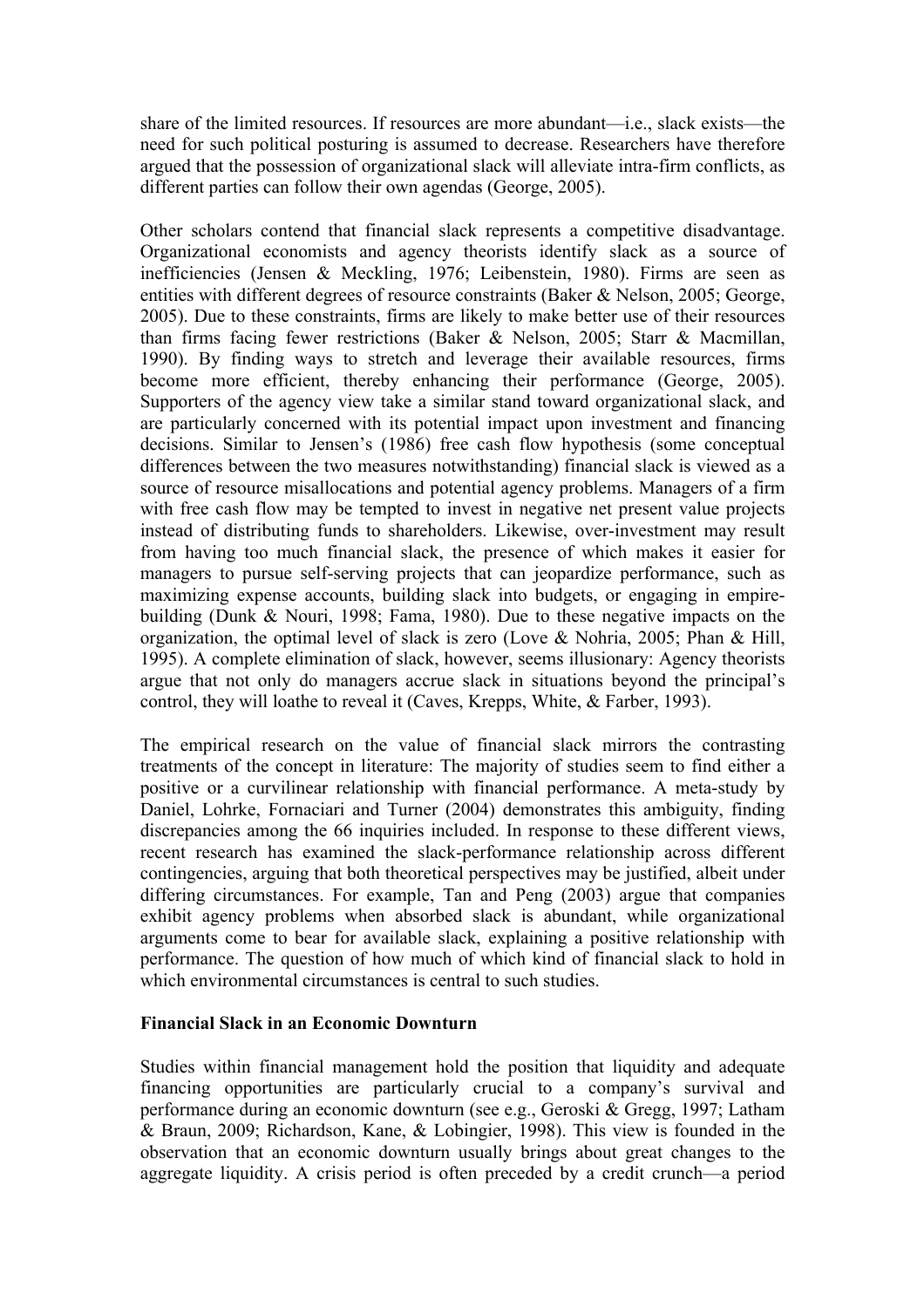share of the limited resources. If resources are more abundant—i.e., slack exists—the need for such political posturing is assumed to decrease. Researchers have therefore argued that the possession of organizational slack will alleviate intra-firm conflicts, as different parties can follow their own agendas (George, 2005).

Other scholars contend that financial slack represents a competitive disadvantage. Organizational economists and agency theorists identify slack as a source of inefficiencies (Jensen & Meckling, 1976; Leibenstein, 1980). Firms are seen as entities with different degrees of resource constraints (Baker & Nelson, 2005; George, 2005). Due to these constraints, firms are likely to make better use of their resources than firms facing fewer restrictions (Baker & Nelson, 2005; Starr & Macmillan, 1990). By finding ways to stretch and leverage their available resources, firms become more efficient, thereby enhancing their performance (George, 2005). Supporters of the agency view take a similar stand toward organizational slack, and are particularly concerned with its potential impact upon investment and financing decisions. Similar to Jensen's (1986) free cash flow hypothesis (some conceptual differences between the two measures notwithstanding) financial slack is viewed as a source of resource misallocations and potential agency problems. Managers of a firm with free cash flow may be tempted to invest in negative net present value projects instead of distributing funds to shareholders. Likewise, over-investment may result from having too much financial slack, the presence of which makes it easier for managers to pursue self-serving projects that can jeopardize performance, such as maximizing expense accounts, building slack into budgets, or engaging in empire-building (Dunk & Nouri, 1998; Fama, 1980). Due to these negative impacts on the organization, the optimal level of slack is zero (Love & Nohria, 2005; Phan & Hill, 1995). A complete elimination of slack, however, seems illusionary: Agency theorists argue that not only do managers accrue slack in situations beyond the principal's control, they will loathe to reveal it (Caves, Krepps, White, & Farber, 1993).

The empirical research on the value of financial slack mirrors the contrasting treatments of the concept in literature: The majority of studies seem to find either a positive or a curvilinear relationship with financial performance. A meta-study by Daniel, Lohrke, Fornaciari and Turner (2004) demonstrates this ambiguity, finding discrepancies among the 66 inquiries included. In response to these different views, recent research has examined the slack-performance relationship across different contingencies, arguing that both theoretical perspectives may be justified, albeit under differing circumstances. For example, Tan and Peng (2003) argue that companies exhibit agency problems when absorbed slack is abundant, while organizational arguments come to bear for available slack, explaining a positive relationship with performance. The question of how much of which kind of financial slack to hold in which environmental circumstances is central to such studies.

**Financial Slack in an Economic Downturn**

Studies within financial management hold the position that liquidity and adequate financing opportunities are particularly crucial to a company's survival and performance during an economic downturn (see e.g., Geroski & Gregg, 1997; Latham & Braun, 2009; Richardson, Kane, & Lobingier, 1998). This view is founded in the observation that an economic downturn usually brings about great changes to the aggregate liquidity. A crisis period is often preceded by a credit crunch—a period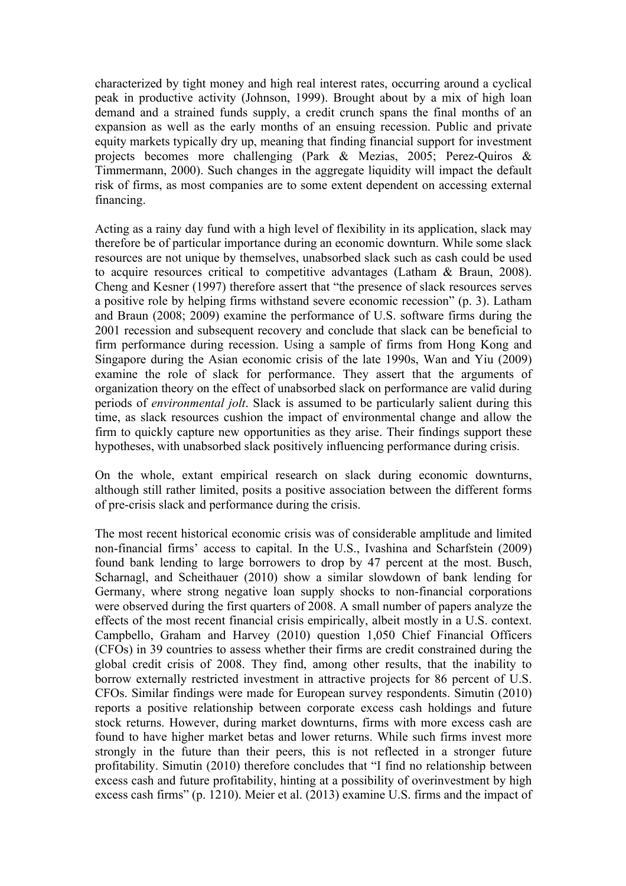characterized by tight money and high real interest rates, occurring around a cyclical peak in productive activity (Johnson, 1999). Brought about by a mix of high loan demand and a strained funds supply, a credit crunch spans the final months of an expansion as well as the early months of an ensuing recession. Public and private equity markets typically dry up, meaning that finding financial support for investment projects becomes more challenging (Park & Mezias, 2005; Perez-Quiros & Timmermann, 2000). Such changes in the aggregate liquidity will impact the default risk of firms, as most companies are to some extent dependent on accessing external financing.

Acting as a rainy day fund with a high level of flexibility in its application, slack may therefore be of particular importance during an economic downturn. While some slack resources are not unique by themselves, unabsorbed slack such as cash could be used to acquire resources critical to competitive advantages (Latham & Braun, 2008). Cheng and Kesner (1997) therefore assert that "the presence of slack resources serves a positive role by helping firms withstand severe economic recession" (p. 3). Latham and Braun (2008; 2009) examine the performance of U.S. software firms during the 2001 recession and subsequent recovery and conclude that slack can be beneficial to firm performance during recession. Using a sample of firms from Hong Kong and Singapore during the Asian economic crisis of the late 1990s, Wan and Yiu (2009) examine the role of slack for performance. They assert that the arguments of organization theory on the effect of unabsorbed slack on performance are valid during periods of *environmental jolt*. Slack is assumed to be particularly salient during this time, as slack resources cushion the impact of environmental change and allow the firm to quickly capture new opportunities as they arise. Their findings support these hypotheses, with unabsorbed slack positively influencing performance during crisis.

On the whole, extant empirical research on slack during economic downturns, although still rather limited, posits a positive association between the different forms of pre-crisis slack and performance during the crisis.

The most recent historical economic crisis was of considerable amplitude and limited non-financial firms' access to capital. In the U.S., Ivashina and Scharfstein (2009) found bank lending to large borrowers to drop by 47 percent at the most. Busch, Scharnagl, and Scheithauer (2010) show a similar slowdown of bank lending for Germany, where strong negative loan supply shocks to non-financial corporations were observed during the first quarters of 2008. A small number of papers analyze the effects of the most recent financial crisis empirically, albeit mostly in a U.S. context. Campbello, Graham and Harvey (2010) question 1,050 Chief Financial Officers (CFOs) in 39 countries to assess whether their firms are credit constrained during the global credit crisis of 2008. They find, among other results, that the inability to borrow externally restricted investment in attractive projects for 86 percent of U.S. CFOs. Similar findings were made for European survey respondents. Simutin (2010) reports a positive relationship between corporate excess cash holdings and future stock returns. However, during market downturns, firms with more excess cash are found to have higher market betas and lower returns. While such firms invest more strongly in the future than their peers, this is not reflected in a stronger future profitability. Simutin (2010) therefore concludes that "I find no relationship between excess cash and future profitability, hinting at a possibility of overinvestment by high excess cash firms" (p. 1210). Meier et al. (2013) examine U.S. firms and the impact of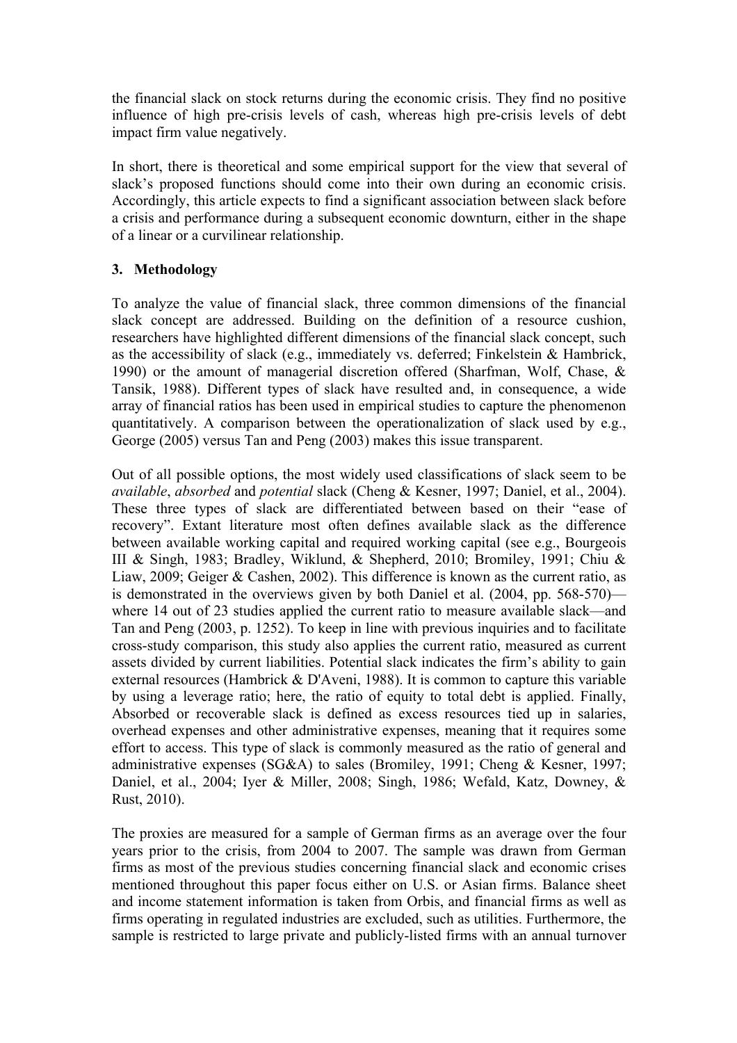the financial slack on stock returns during the economic crisis. They find no positive influence of high pre-crisis levels of cash, whereas high pre-crisis levels of debt impact firm value negatively.

In short, there is theoretical and some empirical support for the view that several of slack's proposed functions should come into their own during an economic crisis. Accordingly, this article expects to find a significant association between slack before a crisis and performance during a subsequent economic downturn, either in the shape of a linear or a curvilinear relationship.

## 3. Methodology

To analyze the value of financial slack, three common dimensions of the financial slack concept are addressed. Building on the definition of a resource cushion, researchers have highlighted different dimensions of the financial slack concept, such as the accessibility of slack (e.g., immediately vs. deferred; Finkelstein & Hambrick, 1990) or the amount of managerial discretion offered (Sharfman, Wolf, Chase, & Tansik, 1988). Different types of slack have resulted and, in consequence, a wide array of financial ratios has been used in empirical studies to capture the phenomenon quantitatively. A comparison between the operationalization of slack used by e.g., George (2005) versus Tan and Peng (2003) makes this issue transparent.

Out of all possible options, the most widely used classifications of slack seem to be *available*, *absorbed* and *potential* slack (Cheng & Kesner, 1997; Daniel, et al., 2004). These three types of slack are differentiated between based on their "ease of recovery". Extant literature most often defines available slack as the difference between available working capital and required working capital (see e.g., Bourgeois III & Singh, 1983; Bradley, Wiklund, & Shepherd, 2010; Bromiley, 1991; Chiu & Liaw, 2009; Geiger & Cashen, 2002). This difference is known as the current ratio, as is demonstrated in the overviews given by both Daniel et al. (2004, pp. 568-570)—where 14 out of 23 studies applied the current ratio to measure available slack—and Tan and Peng (2003, p. 1252). To keep in line with previous inquiries and to facilitate cross-study comparison, this study also applies the current ratio, measured as current assets divided by current liabilities. Potential slack indicates the firm's ability to gain external resources (Hambrick & D'Aveni, 1988). It is common to capture this variable by using a leverage ratio; here, the ratio of equity to total debt is applied. Finally, Absorbed or recoverable slack is defined as excess resources tied up in salaries, overhead expenses and other administrative expenses, meaning that it requires some effort to access. This type of slack is commonly measured as the ratio of general and administrative expenses (SG&A) to sales (Bromiley, 1991; Cheng & Kesner, 1997; Daniel, et al., 2004; Iyer & Miller, 2008; Singh, 1986; Wefald, Katz, Downey, & Rust, 2010).

The proxies are measured for a sample of German firms as an average over the four years prior to the crisis, from 2004 to 2007. The sample was drawn from German firms as most of the previous studies concerning financial slack and economic crises mentioned throughout this paper focus either on U.S. or Asian firms. Balance sheet and income statement information is taken from Orbis, and financial firms as well as firms operating in regulated industries are excluded, such as utilities. Furthermore, the sample is restricted to large private and publicly-listed firms with an annual turnover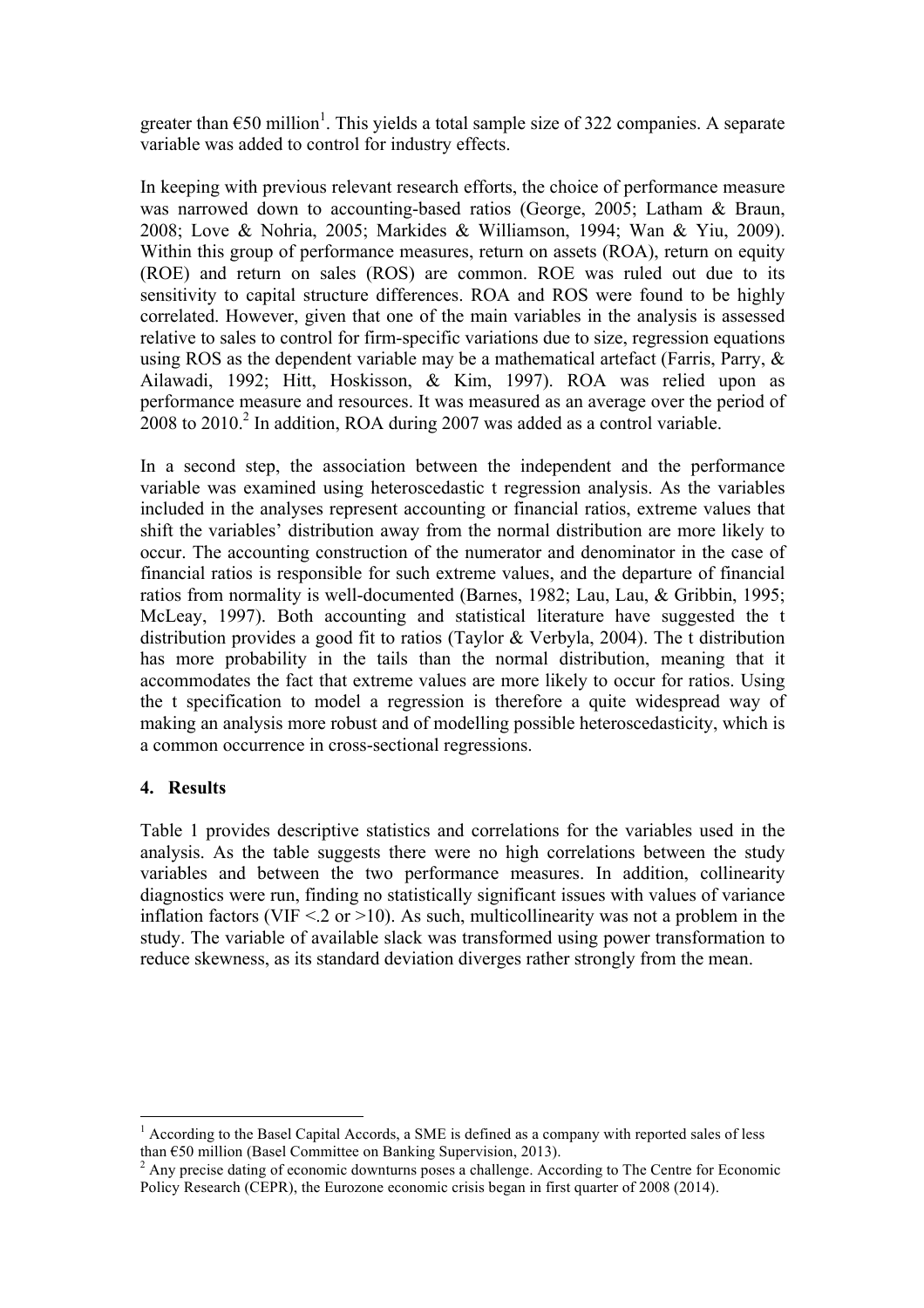greater than €50 million[1]. This yields a total sample size of 322 companies. A separate variable was added to control for industry effects.

In keeping with previous relevant research efforts, the choice of performance measure was narrowed down to accounting-based ratios (George, 2005; Latham & Braun, 2008; Love & Nohria, 2005; Markides & Williamson, 1994; Wan & Yiu, 2009). Within this group of performance measures, return on assets (ROA), return on equity (ROE) and return on sales (ROS) are common. ROE was ruled out due to its sensitivity to capital structure differences. ROA and ROS were found to be highly correlated. However, given that one of the main variables in the analysis is assessed relative to sales to control for firm-specific variations due to size, regression equations using ROS as the dependent variable may be a mathematical artefact (Farris, Parry, & Ailawadi, 1992; Hitt, Hoskisson, & Kim, 1997). ROA was relied upon as performance measure and resources. It was measured as an average over the period of 2008 to 2010.[2] In addition, ROA during 2007 was added as a control variable.

In a second step, the association between the independent and the performance variable was examined using heteroscedastic t regression analysis. As the variables included in the analyses represent accounting or financial ratios, extreme values that shift the variables' distribution away from the normal distribution are more likely to occur. The accounting construction of the numerator and denominator in the case of financial ratios is responsible for such extreme values, and the departure of financial ratios from normality is well-documented (Barnes, 1982; Lau, Lau, & Gribbin, 1995; McLeay, 1997). Both accounting and statistical literature have suggested the t distribution provides a good fit to ratios (Taylor & Verbyla, 2004). The t distribution has more probability in the tails than the normal distribution, meaning that it accommodates the fact that extreme values are more likely to occur for ratios. Using the t specification to model a regression is therefore a quite widespread way of making an analysis more robust and of modelling possible heteroscedasticity, which is a common occurrence in cross-sectional regressions.

## 4. Results

Table 1 provides descriptive statistics and correlations for the variables used in the analysis. As the table suggests there were no high correlations between the study variables and between the two performance measures. In addition, collinearity diagnostics were run, finding no statistically significant issues with values of variance inflation factors (VIF <.2 or >10). As such, multicollinearity was not a problem in the study. The variable of available slack was transformed using power transformation to reduce skewness, as its standard deviation diverges rather strongly from the mean.

---

[1] According to the Basel Capital Accords, a SME is defined as a company with reported sales of less than €50 million (Basel Committee on Banking Supervision, 2013).

[2] Any precise dating of economic downturns poses a challenge. According to The Centre for Economic Policy Research (CEPR), the Eurozone economic crisis began in first quarter of 2008 (2014).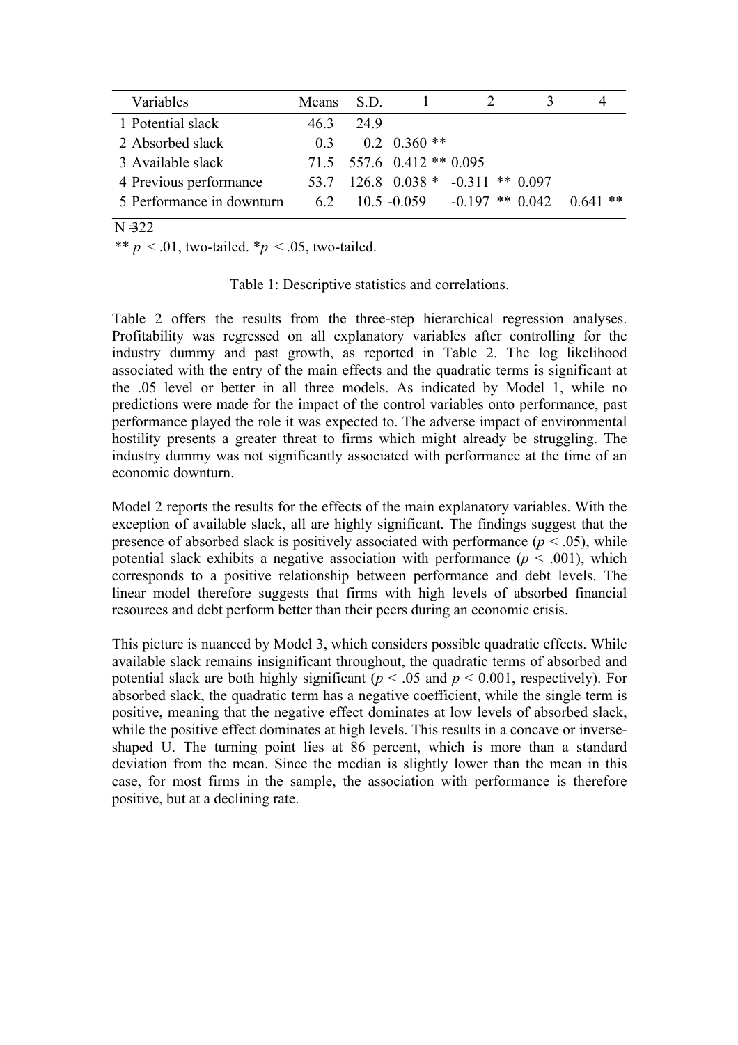| Variables | Means | S.D. | 1 | 2 | 3 | 4 |
|---|---|---|---|---|---|---|
| 1 Potential slack | 46.3 | 24.9 | | | | |
| 2 Absorbed slack | 0.3 | 0.2 | 0.360 ** | | | |
| 3 Available slack | 71.5 | 557.6 | 0.412 ** | 0.095 | | |
| 4 Previous performance | 53.7 | 126.8 | 0.038 * | -0.311 ** | 0.097 | |
| 5 Performance in downturn | 6.2 | 10.5 | -0.059 | -0.197 ** | 0.042 | 0.641 ** |

N =322

** $p < .01$, two-tailed. *$p < .05$, two-tailed.

Table 1: Descriptive statistics and correlations.

Table 2 offers the results from the three-step hierarchical regression analyses. Profitability was regressed on all explanatory variables after controlling for the industry dummy and past growth, as reported in Table 2. The log likelihood associated with the entry of the main effects and the quadratic terms is significant at the .05 level or better in all three models. As indicated by Model 1, while no predictions were made for the impact of the control variables onto performance, past performance played the role it was expected to. The adverse impact of environmental hostility presents a greater threat to firms which might already be struggling. The industry dummy was not significantly associated with performance at the time of an economic downturn.

Model 2 reports the results for the effects of the main explanatory variables. With the exception of available slack, all are highly significant. The findings suggest that the presence of absorbed slack is positively associated with performance ($p < .05$), while potential slack exhibits a negative association with performance ($p < .001$), which corresponds to a positive relationship between performance and debt levels. The linear model therefore suggests that firms with high levels of absorbed financial resources and debt perform better than their peers during an economic crisis.

This picture is nuanced by Model 3, which considers possible quadratic effects. While available slack remains insignificant throughout, the quadratic terms of absorbed and potential slack are both highly significant ($p < .05$ and $p < 0.001$, respectively). For absorbed slack, the quadratic term has a negative coefficient, while the single term is positive, meaning that the negative effect dominates at low levels of absorbed slack, while the positive effect dominates at high levels. This results in a concave or inverse-shaped U. The turning point lies at 86 percent, which is more than a standard deviation from the mean. Since the median is slightly lower than the mean in this case, for most firms in the sample, the association with performance is therefore positive, but at a declining rate.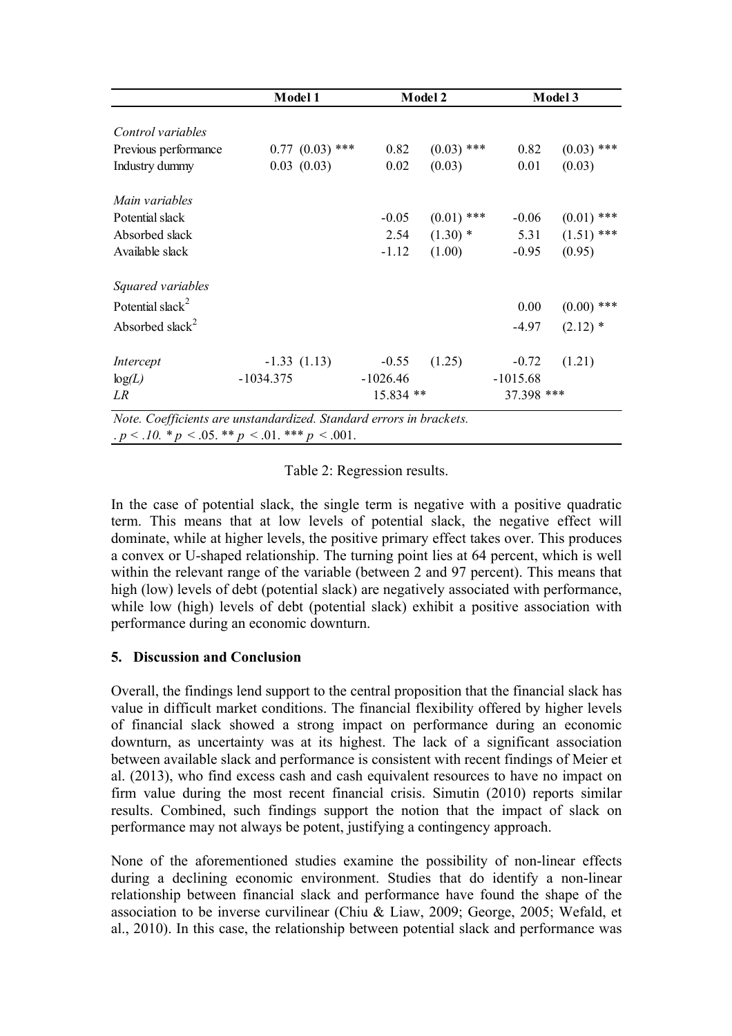| | Model 1 | | Model 2 | | Model 3 | |
|---|---|---|---|---|---|---|
| *Control variables* | | | | | | |
| Previous performance | 0.77 | (0.03) *** | 0.82 | (0.03) *** | 0.82 | (0.03) *** |
| Industry dummy | 0.03 | (0.03) | 0.02 | (0.03) | 0.01 | (0.03) |
| *Main variables* | | | | | | |
| Potential slack | | | -0.05 | (0.01) *** | -0.06 | (0.01) *** |
| Absorbed slack | | | 2.54 | (1.30) * | 5.31 | (1.51) *** |
| Available slack | | | -1.12 | (1.00) | -0.95 | (0.95) |
| *Squared variables* | | | | | | |
| Potential slack$^2$ | | | | | 0.00 | (0.00) *** |
| Absorbed slack$^2$ | | | | | -4.97 | (2.12) * |
| *Intercept* | -1.33 | (1.13) | -0.55 | (1.25) | -0.72 | (1.21) |
| log(*L*) | -1034.375 | | -1026.46 | | -1015.68 | |
| *LR* | | | 15.834 ** | | 37.398 *** | |

*Note. Coefficients are unstandardized. Standard errors in brackets.*
*. $p < .10$. * $p < .05$. ** $p < .01$. *** $p < .001$.*

Table 2: Regression results.

In the case of potential slack, the single term is negative with a positive quadratic term. This means that at low levels of potential slack, the negative effect will dominate, while at higher levels, the positive primary effect takes over. This produces a convex or U-shaped relationship. The turning point lies at 64 percent, which is well within the relevant range of the variable (between 2 and 97 percent). This means that high (low) levels of debt (potential slack) are negatively associated with performance, while low (high) levels of debt (potential slack) exhibit a positive association with performance during an economic downturn.

## 5. Discussion and Conclusion

Overall, the findings lend support to the central proposition that the financial slack has value in difficult market conditions. The financial flexibility offered by higher levels of financial slack showed a strong impact on performance during an economic downturn, as uncertainty was at its highest. The lack of a significant association between available slack and performance is consistent with recent findings of Meier et al. (2013), who find excess cash and cash equivalent resources to have no impact on firm value during the most recent financial crisis. Simutin (2010) reports similar results. Combined, such findings support the notion that the impact of slack on performance may not always be potent, justifying a contingency approach.

None of the aforementioned studies examine the possibility of non-linear effects during a declining economic environment. Studies that do identify a non-linear relationship between financial slack and performance have found the shape of the association to be inverse curvilinear (Chiu & Liaw, 2009; George, 2005; Wefald, et al., 2010). In this case, the relationship between potential slack and performance was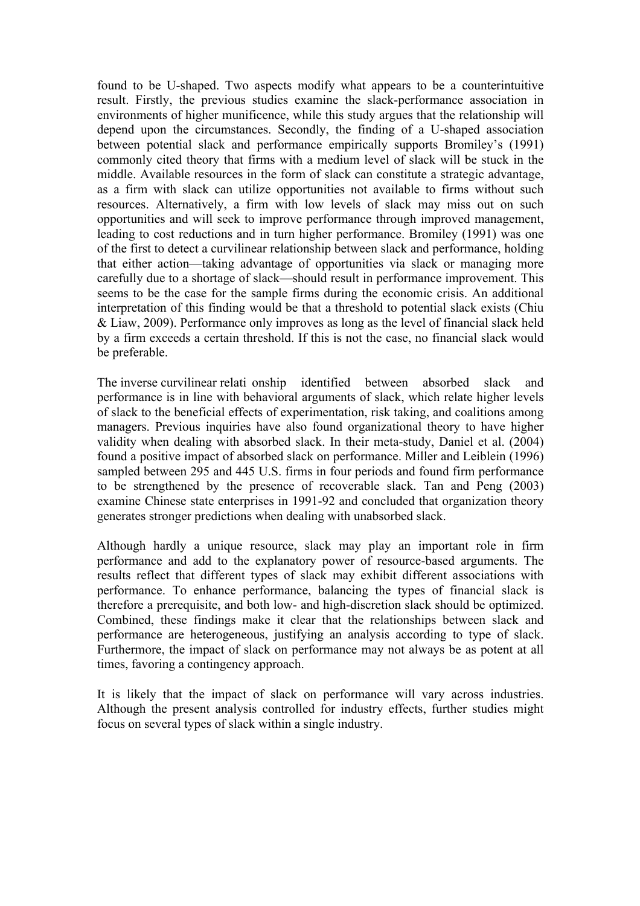found to be U-shaped. Two aspects modify what appears to be a counterintuitive result. Firstly, the previous studies examine the slack-performance association in environments of higher munificence, while this study argues that the relationship will depend upon the circumstances. Secondly, the finding of a U-shaped association between potential slack and performance empirically supports Bromiley's (1991) commonly cited theory that firms with a medium level of slack will be stuck in the middle. Available resources in the form of slack can constitute a strategic advantage, as a firm with slack can utilize opportunities not available to firms without such resources. Alternatively, a firm with low levels of slack may miss out on such opportunities and will seek to improve performance through improved management, leading to cost reductions and in turn higher performance. Bromiley (1991) was one of the first to detect a curvilinear relationship between slack and performance, holding that either action—taking advantage of opportunities via slack or managing more carefully due to a shortage of slack—should result in performance improvement. This seems to be the case for the sample firms during the economic crisis. An additional interpretation of this finding would be that a threshold to potential slack exists (Chiu & Liaw, 2009). Performance only improves as long as the level of financial slack held by a firm exceeds a certain threshold. If this is not the case, no financial slack would be preferable.

The inverse curvilinear relati onship identified between absorbed slack and performance is in line with behavioral arguments of slack, which relate higher levels of slack to the beneficial effects of experimentation, risk taking, and coalitions among managers. Previous inquiries have also found organizational theory to have higher validity when dealing with absorbed slack. In their meta-study, Daniel et al. (2004) found a positive impact of absorbed slack on performance. Miller and Leiblein (1996) sampled between 295 and 445 U.S. firms in four periods and found firm performance to be strengthened by the presence of recoverable slack. Tan and Peng (2003) examine Chinese state enterprises in 1991-92 and concluded that organization theory generates stronger predictions when dealing with unabsorbed slack.

Although hardly a unique resource, slack may play an important role in firm performance and add to the explanatory power of resource-based arguments. The results reflect that different types of slack may exhibit different associations with performance. To enhance performance, balancing the types of financial slack is therefore a prerequisite, and both low- and high-discretion slack should be optimized. Combined, these findings make it clear that the relationships between slack and performance are heterogeneous, justifying an analysis according to type of slack. Furthermore, the impact of slack on performance may not always be as potent at all times, favoring a contingency approach.

It is likely that the impact of slack on performance will vary across industries. Although the present analysis controlled for industry effects, further studies might focus on several types of slack within a single industry.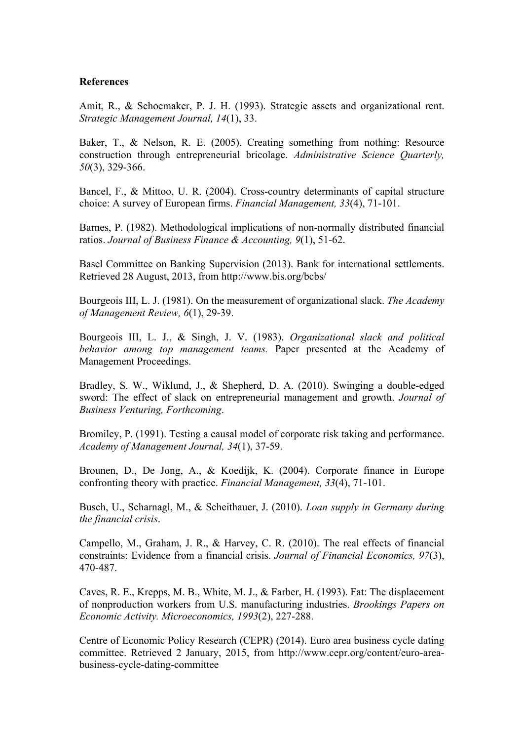**References**

Amit, R., & Schoemaker, P. J. H. (1993). Strategic assets and organizational rent. *Strategic Management Journal, 14*(1), 33.

Baker, T., & Nelson, R. E. (2005). Creating something from nothing: Resource construction through entrepreneurial bricolage. *Administrative Science Quarterly, 50*(3), 329-366.

Bancel, F., & Mittoo, U. R. (2004). Cross-country determinants of capital structure choice: A survey of European firms. *Financial Management, 33*(4), 71-101.

Barnes, P. (1982). Methodological implications of non-normally distributed financial ratios. *Journal of Business Finance & Accounting, 9*(1), 51-62.

Basel Committee on Banking Supervision (2013). Bank for international settlements. Retrieved 28 August, 2013, from http://www.bis.org/bcbs/

Bourgeois III, L. J. (1981). On the measurement of organizational slack. *The Academy of Management Review, 6*(1), 29-39.

Bourgeois III, L. J., & Singh, J. V. (1983). *Organizational slack and political behavior among top management teams.* Paper presented at the Academy of Management Proceedings.

Bradley, S. W., Wiklund, J., & Shepherd, D. A. (2010). Swinging a double-edged sword: The effect of slack on entrepreneurial management and growth. *Journal of Business Venturing, Forthcoming*.

Bromiley, P. (1991). Testing a causal model of corporate risk taking and performance. *Academy of Management Journal, 34*(1), 37-59.

Brounen, D., De Jong, A., & Koedijk, K. (2004). Corporate finance in Europe confronting theory with practice. *Financial Management, 33*(4), 71-101.

Busch, U., Scharnagl, M., & Scheithauer, J. (2010). *Loan supply in Germany during the financial crisis*.

Campello, M., Graham, J. R., & Harvey, C. R. (2010). The real effects of financial constraints: Evidence from a financial crisis. *Journal of Financial Economics, 97*(3), 470-487.

Caves, R. E., Krepps, M. B., White, M. J., & Farber, H. (1993). Fat: The displacement of nonproduction workers from U.S. manufacturing industries. *Brookings Papers on Economic Activity. Microeconomics, 1993*(2), 227-288.

Centre of Economic Policy Research (CEPR) (2014). Euro area business cycle dating committee. Retrieved 2 January, 2015, from http://www.cepr.org/content/euro-area-business-cycle-dating-committee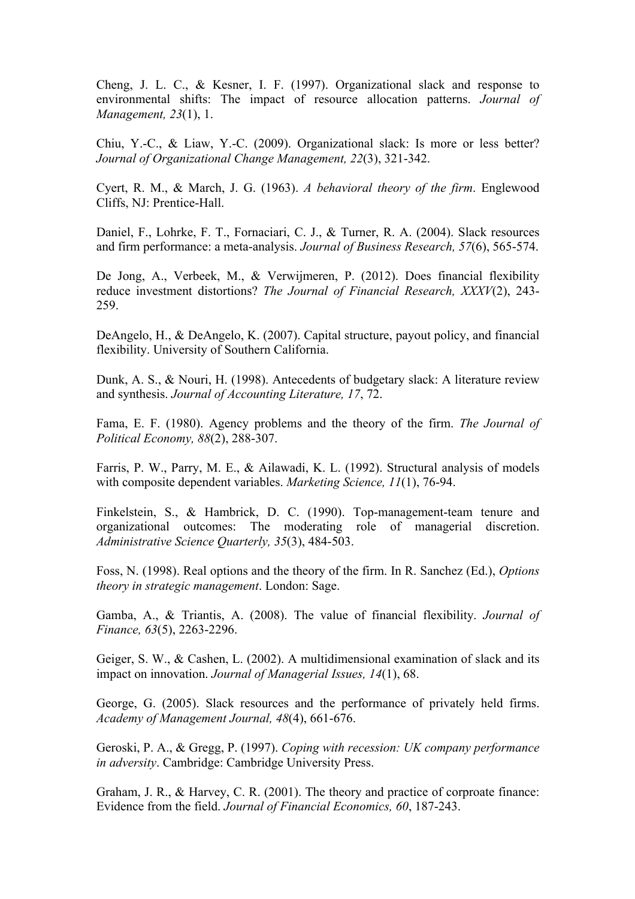Cheng, J. L. C., & Kesner, I. F. (1997). Organizational slack and response to environmental shifts: The impact of resource allocation patterns. *Journal of Management, 23*(1), 1.

Chiu, Y.-C., & Liaw, Y.-C. (2009). Organizational slack: Is more or less better? *Journal of Organizational Change Management, 22*(3), 321-342.

Cyert, R. M., & March, J. G. (1963). *A behavioral theory of the firm*. Englewood Cliffs, NJ: Prentice-Hall.

Daniel, F., Lohrke, F. T., Fornaciari, C. J., & Turner, R. A. (2004). Slack resources and firm performance: a meta-analysis. *Journal of Business Research, 57*(6), 565-574.

De Jong, A., Verbeek, M., & Verwijmeren, P. (2012). Does financial flexibility reduce investment distortions? *The Journal of Financial Research, XXXV*(2), 243-259.

DeAngelo, H., & DeAngelo, K. (2007). Capital structure, payout policy, and financial flexibility. University of Southern California.

Dunk, A. S., & Nouri, H. (1998). Antecedents of budgetary slack: A literature review and synthesis. *Journal of Accounting Literature, 17*, 72.

Fama, E. F. (1980). Agency problems and the theory of the firm. *The Journal of Political Economy, 88*(2), 288-307.

Farris, P. W., Parry, M. E., & Ailawadi, K. L. (1992). Structural analysis of models with composite dependent variables. *Marketing Science, 11*(1), 76-94.

Finkelstein, S., & Hambrick, D. C. (1990). Top-management-team tenure and organizational outcomes: The moderating role of managerial discretion. *Administrative Science Quarterly, 35*(3), 484-503.

Foss, N. (1998). Real options and the theory of the firm. In R. Sanchez (Ed.), *Options theory in strategic management*. London: Sage.

Gamba, A., & Triantis, A. (2008). The value of financial flexibility. *Journal of Finance, 63*(5), 2263-2296.

Geiger, S. W., & Cashen, L. (2002). A multidimensional examination of slack and its impact on innovation. *Journal of Managerial Issues, 14*(1), 68.

George, G. (2005). Slack resources and the performance of privately held firms. *Academy of Management Journal, 48*(4), 661-676.

Geroski, P. A., & Gregg, P. (1997). *Coping with recession: UK company performance in adversity*. Cambridge: Cambridge University Press.

Graham, J. R., & Harvey, C. R. (2001). The theory and practice of corproate finance: Evidence from the field. *Journal of Financial Economics, 60*, 187-243.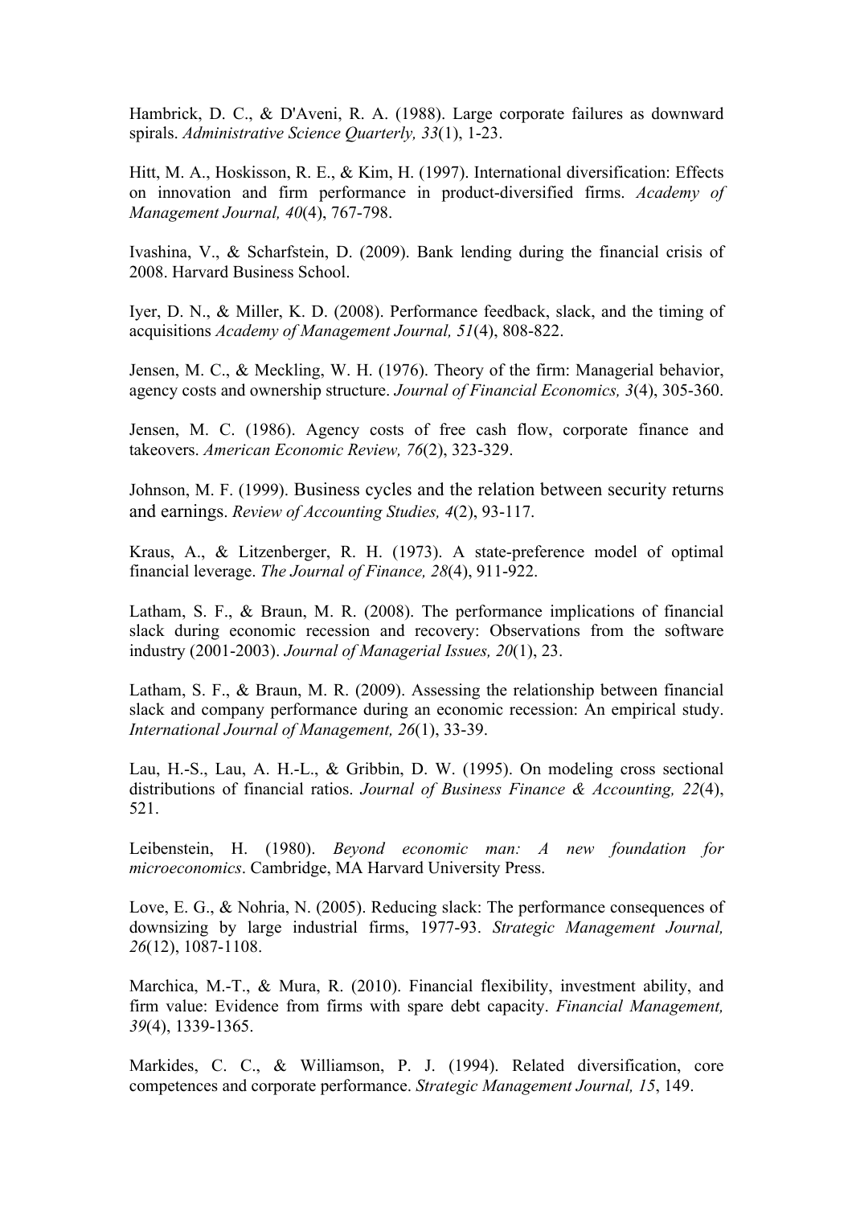Hambrick, D. C., & D'Aveni, R. A. (1988). Large corporate failures as downward spirals. *Administrative Science Quarterly, 33*(1), 1-23.

Hitt, M. A., Hoskisson, R. E., & Kim, H. (1997). International diversification: Effects on innovation and firm performance in product-diversified firms. *Academy of Management Journal, 40*(4), 767-798.

Ivashina, V., & Scharfstein, D. (2009). Bank lending during the financial crisis of 2008. Harvard Business School.

Iyer, D. N., & Miller, K. D. (2008). Performance feedback, slack, and the timing of acquisitions *Academy of Management Journal, 51*(4), 808-822.

Jensen, M. C., & Meckling, W. H. (1976). Theory of the firm: Managerial behavior, agency costs and ownership structure. *Journal of Financial Economics, 3*(4), 305-360.

Jensen, M. C. (1986). Agency costs of free cash flow, corporate finance and takeovers. *American Economic Review, 76*(2), 323-329.

Johnson, M. F. (1999). Business cycles and the relation between security returns and earnings. *Review of Accounting Studies, 4*(2), 93-117.

Kraus, A., & Litzenberger, R. H. (1973). A state-preference model of optimal financial leverage. *The Journal of Finance, 28*(4), 911-922.

Latham, S. F., & Braun, M. R. (2008). The performance implications of financial slack during economic recession and recovery: Observations from the software industry (2001-2003). *Journal of Managerial Issues, 20*(1), 23.

Latham, S. F., & Braun, M. R. (2009). Assessing the relationship between financial slack and company performance during an economic recession: An empirical study. *International Journal of Management, 26*(1), 33-39.

Lau, H.-S., Lau, A. H.-L., & Gribbin, D. W. (1995). On modeling cross sectional distributions of financial ratios. *Journal of Business Finance & Accounting, 22*(4), 521.

Leibenstein, H. (1980). *Beyond economic man: A new foundation for microeconomics*. Cambridge, MA Harvard University Press.

Love, E. G., & Nohria, N. (2005). Reducing slack: The performance consequences of downsizing by large industrial firms, 1977-93. *Strategic Management Journal, 26*(12), 1087-1108.

Marchica, M.-T., & Mura, R. (2010). Financial flexibility, investment ability, and firm value: Evidence from firms with spare debt capacity. *Financial Management, 39*(4), 1339-1365.

Markides, C. C., & Williamson, P. J. (1994). Related diversification, core competences and corporate performance. *Strategic Management Journal, 15*, 149.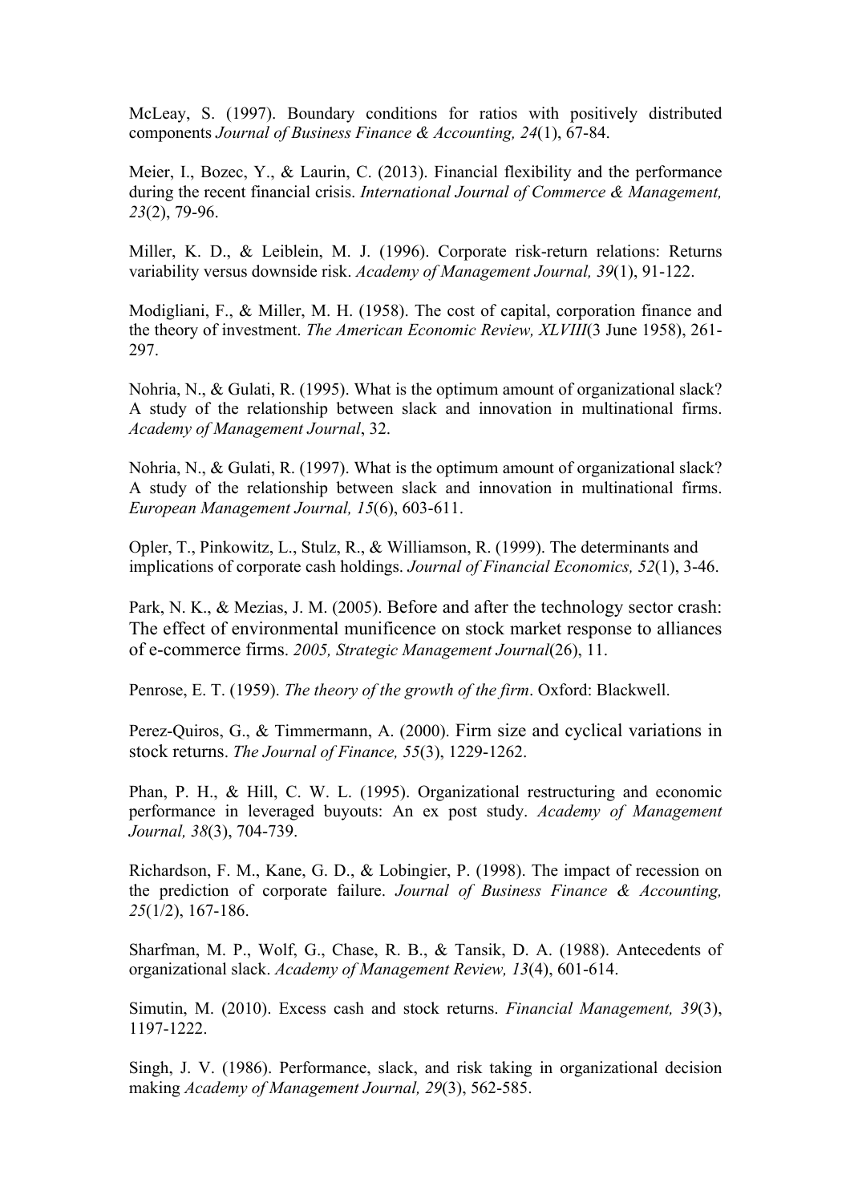McLeay, S. (1997). Boundary conditions for ratios with positively distributed components *Journal of Business Finance & Accounting, 24*(1), 67-84.

Meier, I., Bozec, Y., & Laurin, C. (2013). Financial flexibility and the performance during the recent financial crisis. *International Journal of Commerce & Management, 23*(2), 79-96.

Miller, K. D., & Leiblein, M. J. (1996). Corporate risk-return relations: Returns variability versus downside risk. *Academy of Management Journal, 39*(1), 91-122.

Modigliani, F., & Miller, M. H. (1958). The cost of capital, corporation finance and the theory of investment. *The American Economic Review, XLVIII*(3 June 1958), 261-297.

Nohria, N., & Gulati, R. (1995). What is the optimum amount of organizational slack? A study of the relationship between slack and innovation in multinational firms. *Academy of Management Journal*, 32.

Nohria, N., & Gulati, R. (1997). What is the optimum amount of organizational slack? A study of the relationship between slack and innovation in multinational firms. *European Management Journal, 15*(6), 603-611.

Opler, T., Pinkowitz, L., Stulz, R., & Williamson, R. (1999). The determinants and implications of corporate cash holdings. *Journal of Financial Economics, 52*(1), 3-46.

Park, N. K., & Mezias, J. M. (2005). Before and after the technology sector crash: The effect of environmental munificence on stock market response to alliances of e-commerce firms. *2005, Strategic Management Journal*(26), 11.

Penrose, E. T. (1959). *The theory of the growth of the firm*. Oxford: Blackwell.

Perez-Quiros, G., & Timmermann, A. (2000). Firm size and cyclical variations in stock returns. *The Journal of Finance, 55*(3), 1229-1262.

Phan, P. H., & Hill, C. W. L. (1995). Organizational restructuring and economic performance in leveraged buyouts: An ex post study. *Academy of Management Journal, 38*(3), 704-739.

Richardson, F. M., Kane, G. D., & Lobingier, P. (1998). The impact of recession on the prediction of corporate failure. *Journal of Business Finance & Accounting, 25*(1/2), 167-186.

Sharfman, M. P., Wolf, G., Chase, R. B., & Tansik, D. A. (1988). Antecedents of organizational slack. *Academy of Management Review, 13*(4), 601-614.

Simutin, M. (2010). Excess cash and stock returns. *Financial Management, 39*(3), 1197-1222.

Singh, J. V. (1986). Performance, slack, and risk taking in organizational decision making *Academy of Management Journal, 29*(3), 562-585.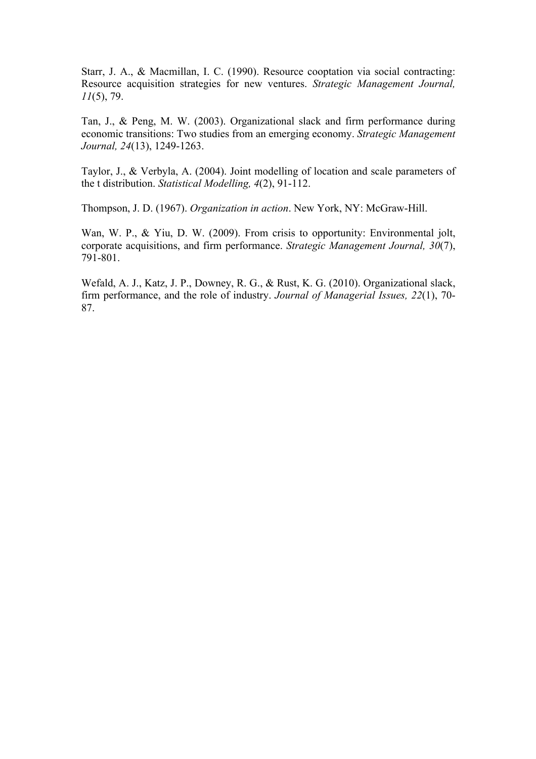Starr, J. A., & Macmillan, I. C. (1990). Resource cooptation via social contracting: Resource acquisition strategies for new ventures. *Strategic Management Journal, 11*(5), 79.

Tan, J., & Peng, M. W. (2003). Organizational slack and firm performance during economic transitions: Two studies from an emerging economy. *Strategic Management Journal, 24*(13), 1249-1263.

Taylor, J., & Verbyla, A. (2004). Joint modelling of location and scale parameters of the t distribution. *Statistical Modelling, 4*(2), 91-112.

Thompson, J. D. (1967). *Organization in action*. New York, NY: McGraw-Hill.

Wan, W. P., & Yiu, D. W. (2009). From crisis to opportunity: Environmental jolt, corporate acquisitions, and firm performance. *Strategic Management Journal, 30*(7), 791-801.

Wefald, A. J., Katz, J. P., Downey, R. G., & Rust, K. G. (2010). Organizational slack, firm performance, and the role of industry. *Journal of Managerial Issues, 22*(1), 70-87.